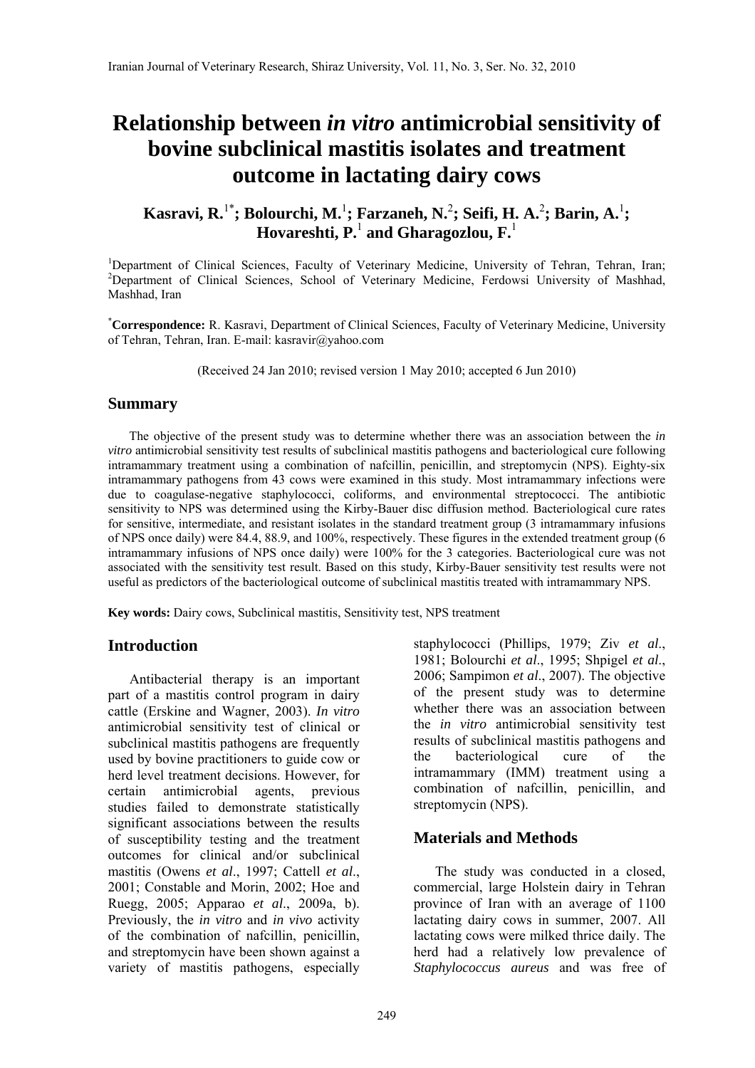# Relationship between *in vitro* antimicrobial sensitivity of bovine subclinical mastitis isolates and treatment outcome in lactating dairy cows

**Kasravi, R.**[1*]**; Bolourchi, M.**[1]**; Farzaneh, N.**[2]**; Seifi, H. A.**[2]**; Barin, A.**[1]**; Hovareshti, P.**[1] **and Gharagozlou, F.**[1]

[1]Department of Clinical Sciences, Faculty of Veterinary Medicine, University of Tehran, Tehran, Iran; [2]Department of Clinical Sciences, School of Veterinary Medicine, Ferdowsi University of Mashhad, Mashhad, Iran

[*]**Correspondence:** R. Kasravi, Department of Clinical Sciences, Faculty of Veterinary Medicine, University of Tehran, Tehran, Iran. E-mail: kasravir@yahoo.com

(Received 24 Jan 2010; revised version 1 May 2010; accepted 6 Jun 2010)

## Summary

The objective of the present study was to determine whether there was an association between the *in vitro* antimicrobial sensitivity test results of subclinical mastitis pathogens and bacteriological cure following intramammary treatment using a combination of nafcillin, penicillin, and streptomycin (NPS). Eighty-six intramammary pathogens from 43 cows were examined in this study. Most intramammary infections were due to coagulase-negative staphylococci, coliforms, and environmental streptococci. The antibiotic sensitivity to NPS was determined using the Kirby-Bauer disc diffusion method. Bacteriological cure rates for sensitive, intermediate, and resistant isolates in the standard treatment group (3 intramammary infusions of NPS once daily) were 84.4, 88.9, and 100%, respectively. These figures in the extended treatment group (6 intramammary infusions of NPS once daily) were 100% for the 3 categories. Bacteriological cure was not associated with the sensitivity test result. Based on this study, Kirby-Bauer sensitivity test results were not useful as predictors of the bacteriological outcome of subclinical mastitis treated with intramammary NPS.

**Key words:** Dairy cows, Subclinical mastitis, Sensitivity test, NPS treatment

## Introduction

Antibacterial therapy is an important part of a mastitis control program in dairy cattle (Erskine and Wagner, 2003). *In vitro* antimicrobial sensitivity test of clinical or subclinical mastitis pathogens are frequently used by bovine practitioners to guide cow or herd level treatment decisions. However, for certain antimicrobial agents, previous studies failed to demonstrate statistically significant associations between the results of susceptibility testing and the treatment outcomes for clinical and/or subclinical mastitis (Owens *et al*., 1997; Cattell *et al*., 2001; Constable and Morin, 2002; Hoe and Ruegg, 2005; Apparao *et al*., 2009a, b). Previously, the *in vitro* and *in vivo* activity of the combination of nafcillin, penicillin, and streptomycin have been shown against a variety of mastitis pathogens, especially staphylococci (Phillips, 1979; Ziv *et al*., 1981; Bolourchi *et al*., 1995; Shpigel *et al*., 2006; Sampimon *et al*., 2007). The objective of the present study was to determine whether there was an association between the *in vitro* antimicrobial sensitivity test results of subclinical mastitis pathogens and the bacteriological cure of the intramammary (IMM) treatment using a combination of nafcillin, penicillin, and streptomycin (NPS).

## Materials and Methods

The study was conducted in a closed, commercial, large Holstein dairy in Tehran province of Iran with an average of 1100 lactating dairy cows in summer, 2007. All lactating cows were milked thrice daily. The herd had a relatively low prevalence of *Staphylococcus aureus* and was free of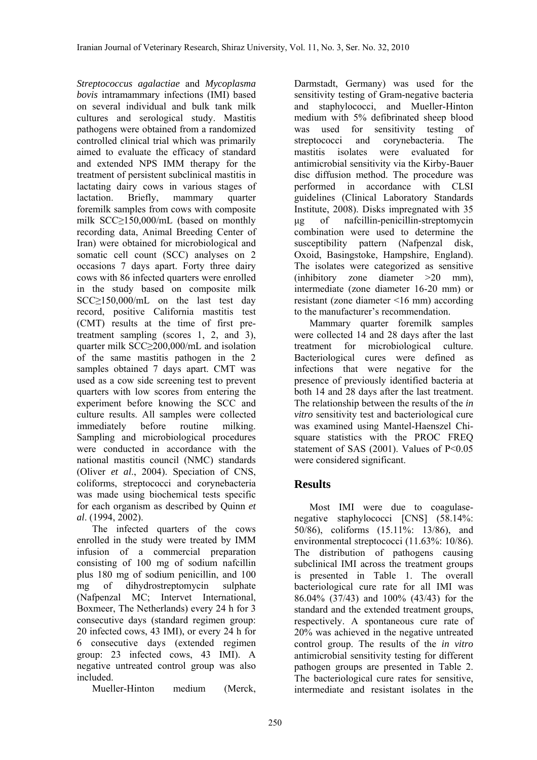*Streptococcus agalactiae* and *Mycoplasma bovis* intramammary infections (IMI) based on several individual and bulk tank milk cultures and serological study. Mastitis pathogens were obtained from a randomized controlled clinical trial which was primarily aimed to evaluate the efficacy of standard and extended NPS IMM therapy for the treatment of persistent subclinical mastitis in lactating dairy cows in various stages of lactation. Briefly, mammary quarter foremilk samples from cows with composite milk SCC≥150,000/mL (based on monthly recording data, Animal Breeding Center of Iran) were obtained for microbiological and somatic cell count (SCC) analyses on 2 occasions 7 days apart. Forty three dairy cows with 86 infected quarters were enrolled in the study based on composite milk SCC≥150,000/mL on the last test day record, positive California mastitis test (CMT) results at the time of first pre-treatment sampling (scores 1, 2, and 3), quarter milk SCC≥200,000/mL and isolation of the same mastitis pathogen in the 2 samples obtained 7 days apart. CMT was used as a cow side screening test to prevent quarters with low scores from entering the experiment before knowing the SCC and culture results. All samples were collected immediately before routine milking. Sampling and microbiological procedures were conducted in accordance with the national mastitis council (NMC) standards (Oliver *et al*., 2004). Speciation of CNS, coliforms, streptococci and corynebacteria was made using biochemical tests specific for each organism as described by Quinn *et al*. (1994, 2002).

The infected quarters of the cows enrolled in the study were treated by IMM infusion of a commercial preparation consisting of 100 mg of sodium nafcillin plus 180 mg of sodium penicillin, and 100 mg of dihydrostreptomycin sulphate (Nafpenzal MC; Intervet International, Boxmeer, The Netherlands) every 24 h for 3 consecutive days (standard regimen group: 20 infected cows, 43 IMI), or every 24 h for 6 consecutive days (extended regimen group: 23 infected cows, 43 IMI). A negative untreated control group was also included.

Mueller-Hinton medium (Merck, Darmstadt, Germany) was used for the sensitivity testing of Gram-negative bacteria and staphylococci, and Mueller-Hinton medium with 5% defibrinated sheep blood was used for sensitivity testing of streptococci and corynebacteria. The mastitis isolates were evaluated for antimicrobial sensitivity via the Kirby-Bauer disc diffusion method. The procedure was performed in accordance with CLSI guidelines (Clinical Laboratory Standards Institute, 2008). Disks impregnated with 35 μg of nafcillin-penicillin-streptomycin combination were used to determine the susceptibility pattern (Nafpenzal disk, Oxoid, Basingstoke, Hampshire, England). The isolates were categorized as sensitive (inhibitory zone diameter >20 mm), intermediate (zone diameter 16-20 mm) or resistant (zone diameter <16 mm) according to the manufacturer's recommendation.

Mammary quarter foremilk samples were collected 14 and 28 days after the last treatment for microbiological culture. Bacteriological cures were defined as infections that were negative for the presence of previously identified bacteria at both 14 and 28 days after the last treatment. The relationship between the results of the *in vitro* sensitivity test and bacteriological cure was examined using Mantel-Haenszel Chi-square statistics with the PROC FREQ statement of SAS (2001). Values of $P<0.05$ were considered significant.

## Results

Most IMI were due to coagulase-negative staphylococci [CNS] (58.14%: 50/86), coliforms (15.11%: 13/86), and environmental streptococci (11.63%: 10/86). The distribution of pathogens causing subclinical IMI across the treatment groups is presented in Table 1. The overall bacteriological cure rate for all IMI was 86.04% (37/43) and 100% (43/43) for the standard and the extended treatment groups, respectively. A spontaneous cure rate of 20% was achieved in the negative untreated control group. The results of the *in vitro* antimicrobial sensitivity testing for different pathogen groups are presented in Table 2. The bacteriological cure rates for sensitive, intermediate and resistant isolates in the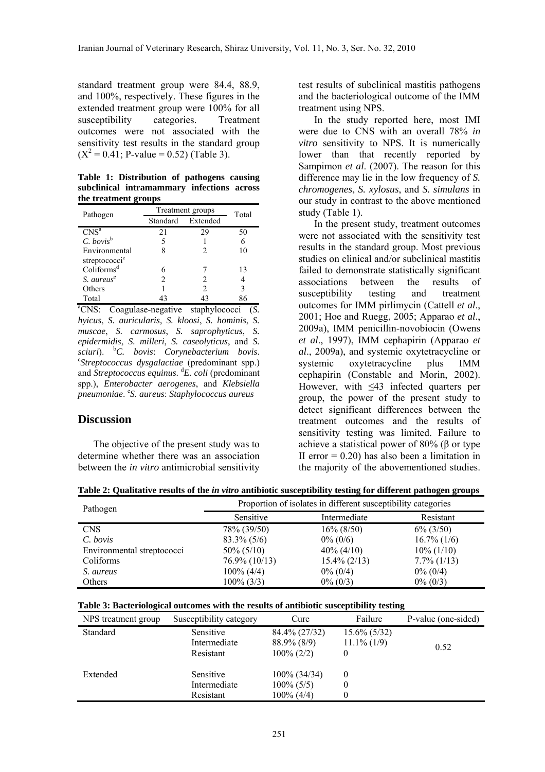standard treatment group were 84.4, 88.9, and 100%, respectively. These figures in the extended treatment group were 100% for all susceptibility categories. Treatment outcomes were not associated with the sensitivity test results in the standard group ($X^2 = 0.41$; P-value = 0.52) (Table 3).

**Table 1: Distribution of pathogens causing subclinical intramammary infections across the treatment groups**

| Pathogen | Treatment groups | | Total |
|---|---|---|---|
| | Standard | Extended | |
| CNS[a] | 21 | 29 | 50 |
| *C. bovis*[b] | 5 | 1 | 6 |
| Environmental streptococci[c] | 8 | 2 | 10 |
| Coliforms[d] | 6 | 7 | 13 |
| *S. aureus*[e] | 2 | 2 | 4 |
| Others | 1 | 2 | 3 |
| Total | 43 | 43 | 86 |

[a]CNS: Coagulase-negative staphylococci (*S. hyicus*, *S. auricularis*, *S. kloosi*, *S. hominis*, *S. muscae*, *S. carmosus*, *S. saprophyticus*, *S. epidermidis*, *S. milleri*, *S. caseolyticus*, and *S. sciuri*). [b]*C. bovis*: *Corynebacterium bovis*. [c]*Streptococcus dysgalactiae* (predominant spp.) and *Streptococcus equinus*. [d]*E. coli* (predominant spp.), *Enterobacter aerogenes*, and *Klebsiella pneumoniae*. [e]*S. aureus*: *Staphylococcus aureus*

## Discussion

The objective of the present study was to determine whether there was an association between the *in vitro* antimicrobial sensitivity test results of subclinical mastitis pathogens and the bacteriological outcome of the IMM treatment using NPS.

In the study reported here, most IMI were due to CNS with an overall 78% *in vitro* sensitivity to NPS. It is numerically lower than that recently reported by Sampimon *et al*. (2007). The reason for this difference may lie in the low frequency of *S. chromogenes*, *S. xylosus*, and *S. simulans* in our study in contrast to the above mentioned study (Table 1).

In the present study, treatment outcomes were not associated with the sensitivity test results in the standard group. Most previous studies on clinical and/or subclinical mastitis failed to demonstrate statistically significant associations between the results of susceptibility testing and treatment outcomes for IMM pirlimycin (Cattell *et al*., 2001; Hoe and Ruegg, 2005; Apparao *et al*., 2009a), IMM penicillin-novobiocin (Owens *et al*., 1997), IMM cephapirin (Apparao *et al*., 2009a), and systemic oxytetracycline or systemic oxytetracycline plus IMM cephapirin (Constable and Morin, 2002). However, with ≤43 infected quarters per group, the power of the present study to detect significant differences between the treatment outcomes and the results of sensitivity testing was limited. Failure to achieve a statistical power of 80% (β or type II error = 0.20) has also been a limitation in the majority of the abovementioned studies.

**Table 2: Qualitative results of the *in vitro* antibiotic susceptibility testing for different pathogen groups**

| Pathogen | Proportion of isolates in different susceptibility categories | | |
|---|---|---|---|
| | Sensitive | Intermediate | Resistant |
| CNS | 78% (39/50) | 16% (8/50) | 6% (3/50) |
| *C. bovis* | 83.3% (5/6) | 0% (0/6) | 16.7% (1/6) |
| Environmental streptococci | 50% (5/10) | 40% (4/10) | 10% (1/10) |
| Coliforms | 76.9% (10/13) | 15.4% (2/13) | 7.7% (1/13) |
| *S. aureus* | 100% (4/4) | 0% (0/4) | 0% (0/4) |
| Others | 100% (3/3) | 0% (0/3) | 0% (0/3) |

**Table 3: Bacteriological outcomes with the results of antibiotic susceptibility testing**

| NPS treatment group | Susceptibility category | Cure | Failure | P-value (one-sided) |
|---|---|---|---|---|
| Standard | Sensitive | 84.4% (27/32) | 15.6% (5/32) | 0.52 |
| | Intermediate | 88.9% (8/9) | 11.1% (1/9) | |
| | Resistant | 100% (2/2) | 0 | |
| Extended | Sensitive | 100% (34/34) | 0 | |
| | Intermediate | 100% (5/5) | 0 | |
| | Resistant | 100% (4/4) | 0 | |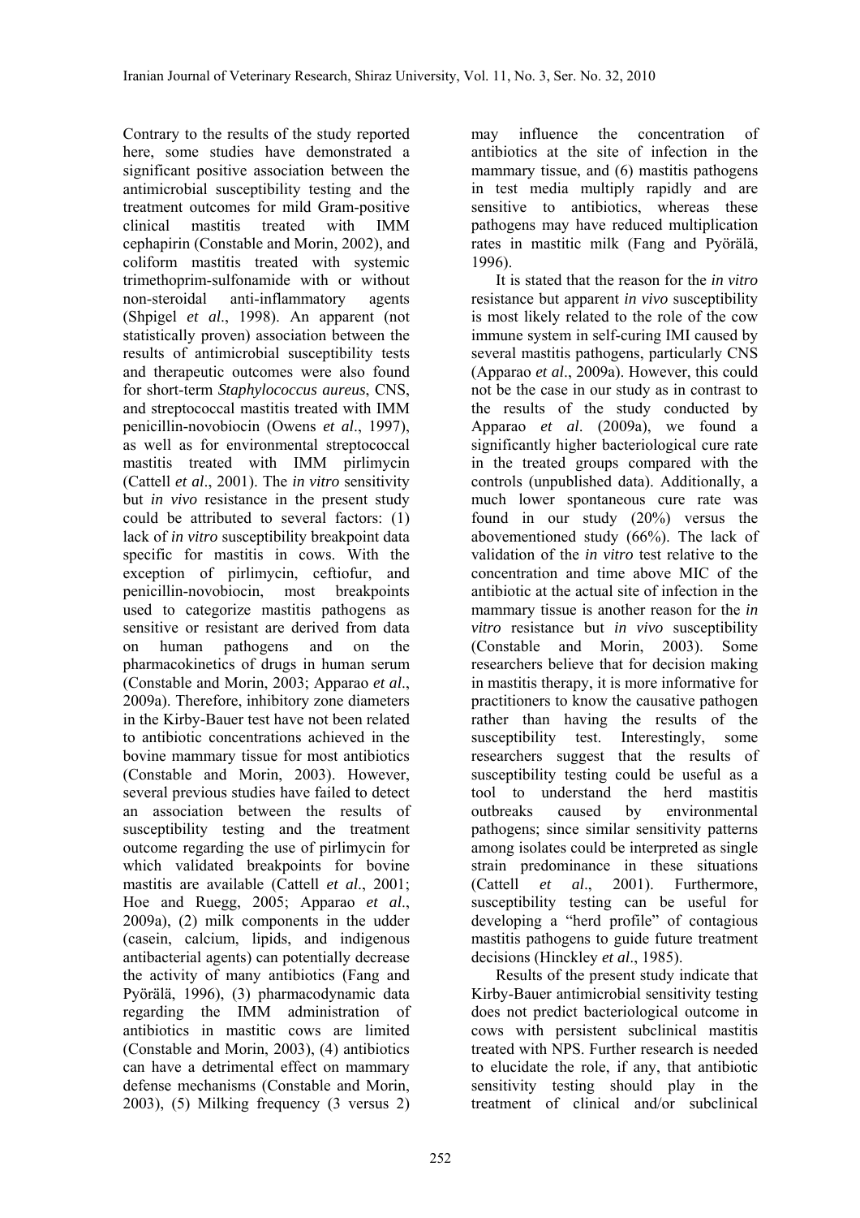Contrary to the results of the study reported here, some studies have demonstrated a significant positive association between the antimicrobial susceptibility testing and the treatment outcomes for mild Gram-positive clinical mastitis treated with IMM cephapirin (Constable and Morin, 2002), and coliform mastitis treated with systemic trimethoprim-sulfonamide with or without non-steroidal anti-inflammatory agents (Shpigel *et al*., 1998). An apparent (not statistically proven) association between the results of antimicrobial susceptibility tests and therapeutic outcomes were also found for short-term *Staphylococcus aureus*, CNS, and streptococcal mastitis treated with IMM penicillin-novobiocin (Owens *et al*., 1997), as well as for environmental streptococcal mastitis treated with IMM pirlimycin (Cattell *et al*., 2001). The *in vitro* sensitivity but *in vivo* resistance in the present study could be attributed to several factors: (1) lack of *in vitro* susceptibility breakpoint data specific for mastitis in cows. With the exception of pirlimycin, ceftiofur, and penicillin-novobiocin, most breakpoints used to categorize mastitis pathogens as sensitive or resistant are derived from data on human pathogens and on the pharmacokinetics of drugs in human serum (Constable and Morin, 2003; Apparao *et al*., 2009a). Therefore, inhibitory zone diameters in the Kirby-Bauer test have not been related to antibiotic concentrations achieved in the bovine mammary tissue for most antibiotics (Constable and Morin, 2003). However, several previous studies have failed to detect an association between the results of susceptibility testing and the treatment outcome regarding the use of pirlimycin for which validated breakpoints for bovine mastitis are available (Cattell *et al*., 2001; Hoe and Ruegg, 2005; Apparao *et al*., 2009a), (2) milk components in the udder (casein, calcium, lipids, and indigenous antibacterial agents) can potentially decrease the activity of many antibiotics (Fang and Pyörälä, 1996), (3) pharmacodynamic data regarding the IMM administration of antibiotics in mastitic cows are limited (Constable and Morin, 2003), (4) antibiotics can have a detrimental effect on mammary defense mechanisms (Constable and Morin, 2003), (5) Milking frequency (3 versus 2) may influence the concentration of antibiotics at the site of infection in the mammary tissue, and (6) mastitis pathogens in test media multiply rapidly and are sensitive to antibiotics, whereas these pathogens may have reduced multiplication rates in mastitic milk (Fang and Pyörälä, 1996).

It is stated that the reason for the *in vitro* resistance but apparent *in vivo* susceptibility is most likely related to the role of the cow immune system in self-curing IMI caused by several mastitis pathogens, particularly CNS (Apparao *et al*., 2009a). However, this could not be the case in our study as in contrast to the results of the study conducted by Apparao *et al*. (2009a), we found a significantly higher bacteriological cure rate in the treated groups compared with the controls (unpublished data). Additionally, a much lower spontaneous cure rate was found in our study (20%) versus the abovementioned study (66%). The lack of validation of the *in vitro* test relative to the concentration and time above MIC of the antibiotic at the actual site of infection in the mammary tissue is another reason for the *in vitro* resistance but *in vivo* susceptibility (Constable and Morin, 2003). Some researchers believe that for decision making in mastitis therapy, it is more informative for practitioners to know the causative pathogen rather than having the results of the susceptibility test. Interestingly, some researchers suggest that the results of susceptibility testing could be useful as a tool to understand the herd mastitis outbreaks caused by environmental pathogens; since similar sensitivity patterns among isolates could be interpreted as single strain predominance in these situations (Cattell *et al*., 2001). Furthermore, susceptibility testing can be useful for developing a "herd profile" of contagious mastitis pathogens to guide future treatment decisions (Hinckley *et al*., 1985).

Results of the present study indicate that Kirby-Bauer antimicrobial sensitivity testing does not predict bacteriological outcome in cows with persistent subclinical mastitis treated with NPS. Further research is needed to elucidate the role, if any, that antibiotic sensitivity testing should play in the treatment of clinical and/or subclinical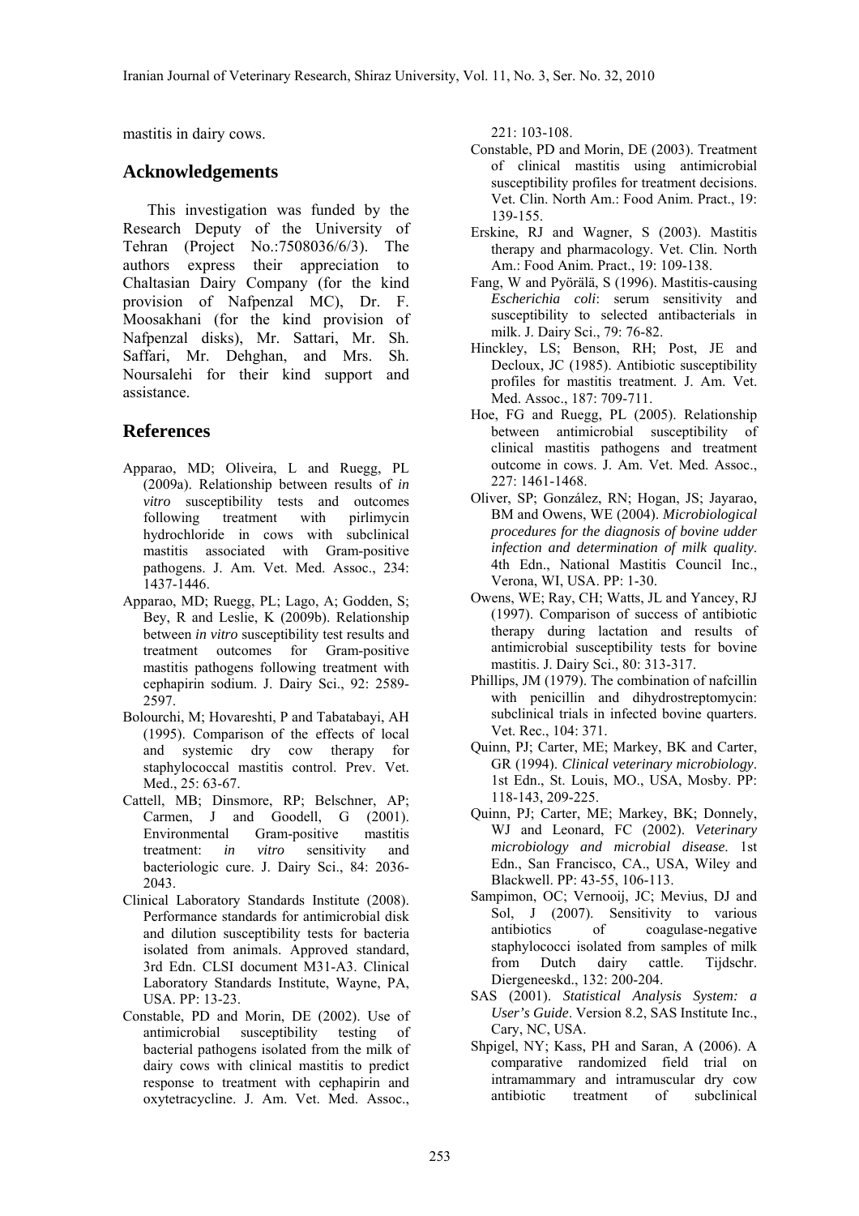mastitis in dairy cows.

## Acknowledgements

This investigation was funded by the Research Deputy of the University of Tehran (Project No.:7508036/6/3). The authors express their appreciation to Chaltasian Dairy Company (for the kind provision of Nafpenzal MC), Dr. F. Moosakhani (for the kind provision of Nafpenzal disks), Mr. Sattari, Mr. Sh. Saffari, Mr. Dehghan, and Mrs. Sh. Noursalehi for their kind support and assistance.

## References

Apparao, MD; Oliveira, L and Ruegg, PL (2009a). Relationship between results of *in vitro* susceptibility tests and outcomes following treatment with pirlimycin hydrochloride in cows with subclinical mastitis associated with Gram-positive pathogens. J. Am. Vet. Med. Assoc., 234: 1437-1446.

Apparao, MD; Ruegg, PL; Lago, A; Godden, S; Bey, R and Leslie, K (2009b). Relationship between *in vitro* susceptibility test results and treatment outcomes for Gram-positive mastitis pathogens following treatment with cephapirin sodium. J. Dairy Sci., 92: 2589-2597.

Bolourchi, M; Hovareshti, P and Tabatabayi, AH (1995). Comparison of the effects of local and systemic dry cow therapy for staphylococcal mastitis control. Prev. Vet. Med., 25: 63-67.

Cattell, MB; Dinsmore, RP; Belschner, AP; Carmen, J and Goodell, G (2001). Environmental Gram-positive mastitis treatment: *in vitro* sensitivity and bacteriologic cure. J. Dairy Sci., 84: 2036-2043.

Clinical Laboratory Standards Institute (2008). Performance standards for antimicrobial disk and dilution susceptibility tests for bacteria isolated from animals. Approved standard, 3rd Edn. CLSI document M31-A3. Clinical Laboratory Standards Institute, Wayne, PA, USA. PP: 13-23.

Constable, PD and Morin, DE (2002). Use of antimicrobial susceptibility testing of bacterial pathogens isolated from the milk of dairy cows with clinical mastitis to predict response to treatment with cephapirin and oxytetracycline. J. Am. Vet. Med. Assoc., 221: 103-108.

Constable, PD and Morin, DE (2003). Treatment of clinical mastitis using antimicrobial susceptibility profiles for treatment decisions. Vet. Clin. North Am.: Food Anim. Pract., 19: 139-155.

Erskine, RJ and Wagner, S (2003). Mastitis therapy and pharmacology. Vet. Clin. North Am.: Food Anim. Pract., 19: 109-138.

Fang, W and Pyörälä, S (1996). Mastitis-causing *Escherichia coli*: serum sensitivity and susceptibility to selected antibacterials in milk. J. Dairy Sci., 79: 76-82.

Hinckley, LS; Benson, RH; Post, JE and Decloux, JC (1985). Antibiotic susceptibility profiles for mastitis treatment. J. Am. Vet. Med. Assoc., 187: 709-711.

Hoe, FG and Ruegg, PL (2005). Relationship between antimicrobial susceptibility of clinical mastitis pathogens and treatment outcome in cows. J. Am. Vet. Med. Assoc., 227: 1461-1468.

Oliver, SP; González, RN; Hogan, JS; Jayarao, BM and Owens, WE (2004). *Microbiological procedures for the diagnosis of bovine udder infection and determination of milk quality*. 4th Edn., National Mastitis Council Inc., Verona, WI, USA. PP: 1-30.

Owens, WE; Ray, CH; Watts, JL and Yancey, RJ (1997). Comparison of success of antibiotic therapy during lactation and results of antimicrobial susceptibility tests for bovine mastitis. J. Dairy Sci., 80: 313-317.

Phillips, JM (1979). The combination of nafcillin with penicillin and dihydrostreptomycin: subclinical trials in infected bovine quarters. Vet. Rec., 104: 371.

Quinn, PJ; Carter, ME; Markey, BK and Carter, GR (1994). *Clinical veterinary microbiology*. 1st Edn., St. Louis, MO., USA, Mosby. PP: 118-143, 209-225.

Quinn, PJ; Carter, ME; Markey, BK; Donnely, WJ and Leonard, FC (2002). *Veterinary microbiology and microbial disease*. 1st Edn., San Francisco, CA., USA, Wiley and Blackwell. PP: 43-55, 106-113.

Sampimon, OC; Vernooij, JC; Mevius, DJ and Sol, J (2007). Sensitivity to various antibiotics of coagulase-negative staphylococci isolated from samples of milk from Dutch dairy cattle. Tijdschr. Diergeneeskd., 132: 200-204.

SAS (2001). *Statistical Analysis System: a User's Guide*. Version 8.2, SAS Institute Inc., Cary, NC, USA.

Shpigel, NY; Kass, PH and Saran, A (2006). A comparative randomized field trial on intramammary and intramuscular dry cow antibiotic treatment of subclinical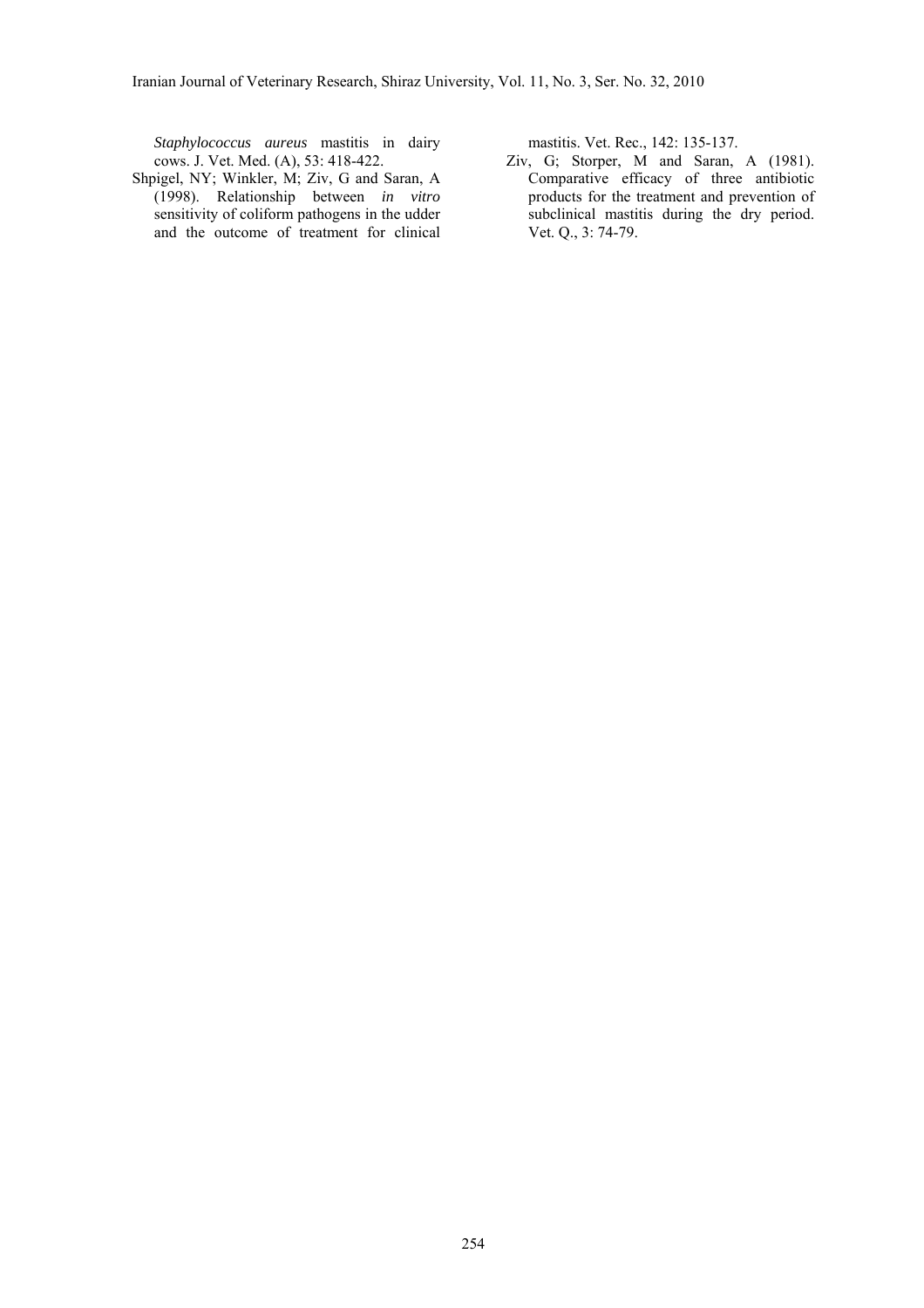*Staphylococcus aureus* mastitis in dairy cows. J. Vet. Med. (A), 53: 418-422.

Shpigel, NY; Winkler, M; Ziv, G and Saran, A (1998). Relationship between *in vitro* sensitivity of coliform pathogens in the udder and the outcome of treatment for clinical mastitis. Vet. Rec., 142: 135-137.

Ziv, G; Storper, M and Saran, A (1981). Comparative efficacy of three antibiotic products for the treatment and prevention of subclinical mastitis during the dry period. Vet. Q., 3: 74-79.